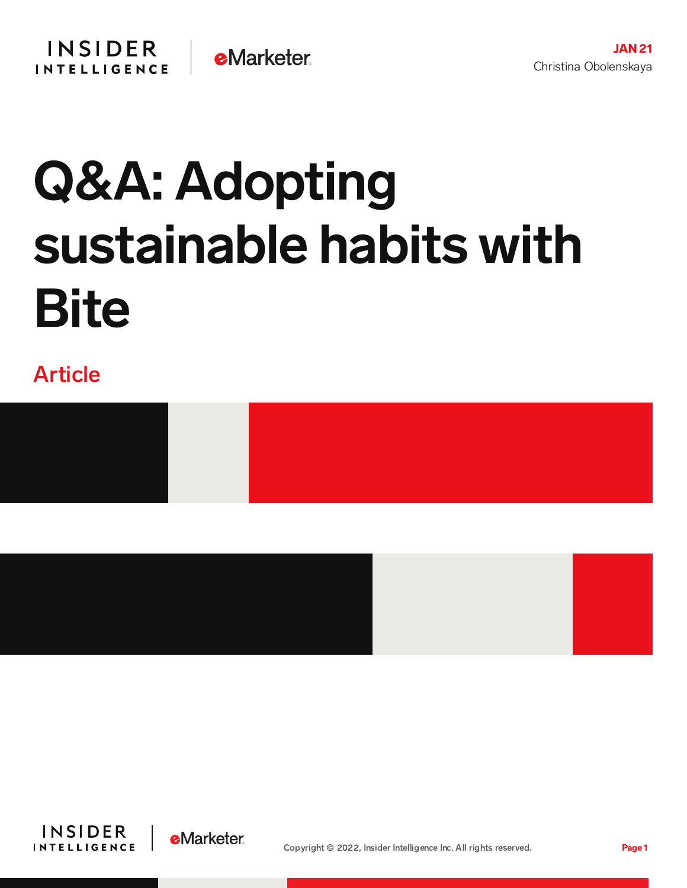JAN 21
Christina Obolenskaya

# Q&A: Adopting sustainable habits with Bite

Article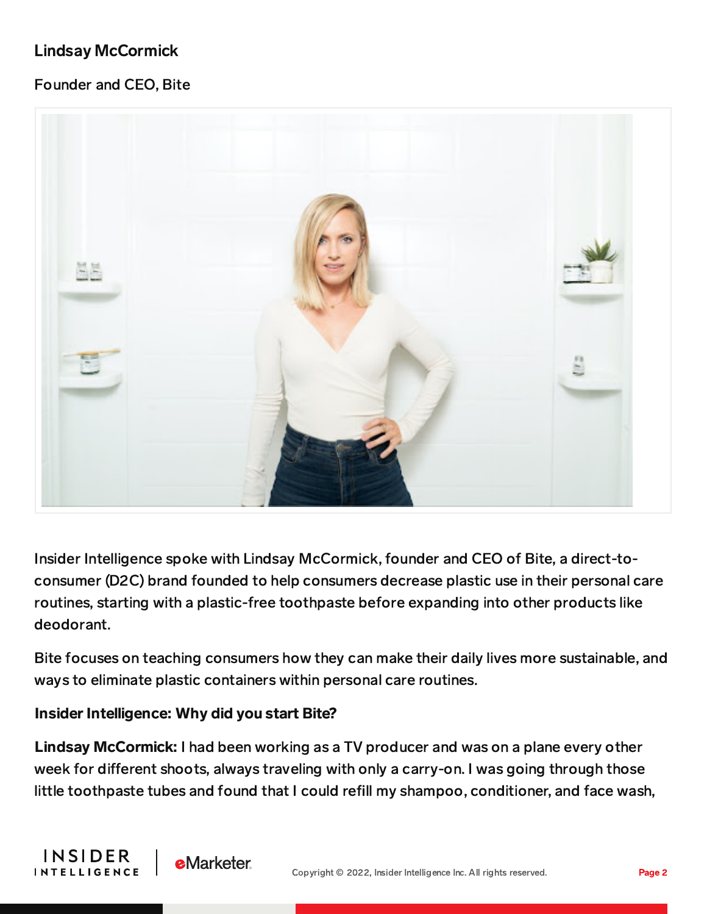**Lindsay McCormick**

Founder and CEO, Bite

Insider Intelligence spoke with Lindsay McCormick, founder and CEO of Bite, a direct-to-consumer (D2C) brand founded to help consumers decrease plastic use in their personal care routines, starting with a plastic-free toothpaste before expanding into other products like deodorant.

Bite focuses on teaching consumers how they can make their daily lives more sustainable, and ways to eliminate plastic containers within personal care routines.

**Insider Intelligence: Why did you start Bite?**

**Lindsay McCormick:** I had been working as a TV producer and was on a plane every other week for different shoots, always traveling with only a carry-on. I was going through those little toothpaste tubes and found that I could refill my shampoo, conditioner, and face wash,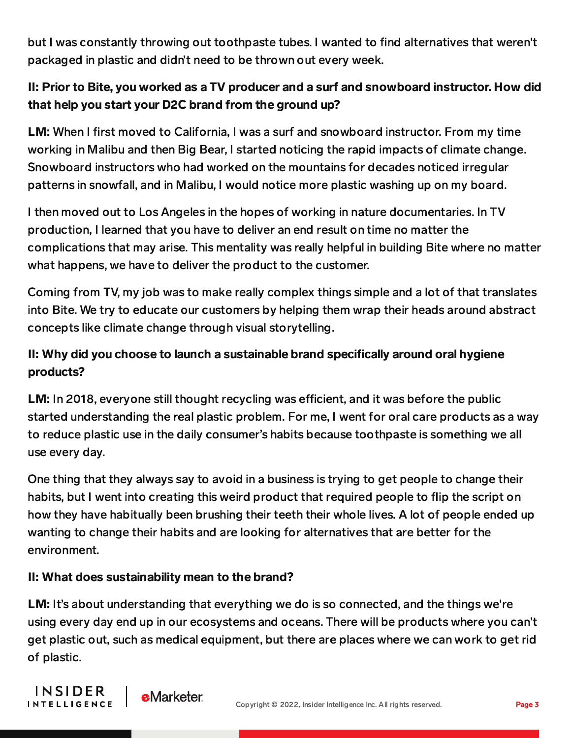but I was constantly throwing out toothpaste tubes. I wanted to find alternatives that weren't packaged in plastic and didn't need to be thrown out every week.

**II: Prior to Bite, you worked as a TV producer and a surf and snowboard instructor. How did that help you start your D2C brand from the ground up?**

**LM:** When I first moved to California, I was a surf and snowboard instructor. From my time working in Malibu and then Big Bear, I started noticing the rapid impacts of climate change. Snowboard instructors who had worked on the mountains for decades noticed irregular patterns in snowfall, and in Malibu, I would notice more plastic washing up on my board.

I then moved out to Los Angeles in the hopes of working in nature documentaries. In TV production, I learned that you have to deliver an end result on time no matter the complications that may arise. This mentality was really helpful in building Bite where no matter what happens, we have to deliver the product to the customer.

Coming from TV, my job was to make really complex things simple and a lot of that translates into Bite. We try to educate our customers by helping them wrap their heads around abstract concepts like climate change through visual storytelling.

**II: Why did you choose to launch a sustainable brand specifically around oral hygiene products?**

**LM:** In 2018, everyone still thought recycling was efficient, and it was before the public started understanding the real plastic problem. For me, I went for oral care products as a way to reduce plastic use in the daily consumer's habits because toothpaste is something we all use every day.

One thing that they always say to avoid in a business is trying to get people to change their habits, but I went into creating this weird product that required people to flip the script on how they have habitually been brushing their teeth their whole lives. A lot of people ended up wanting to change their habits and are looking for alternatives that are better for the environment.

**II: What does sustainability mean to the brand?**

**LM:** It's about understanding that everything we do is so connected, and the things we're using every day end up in our ecosystems and oceans. There will be products where you can't get plastic out, such as medical equipment, but there are places where we can work to get rid of plastic.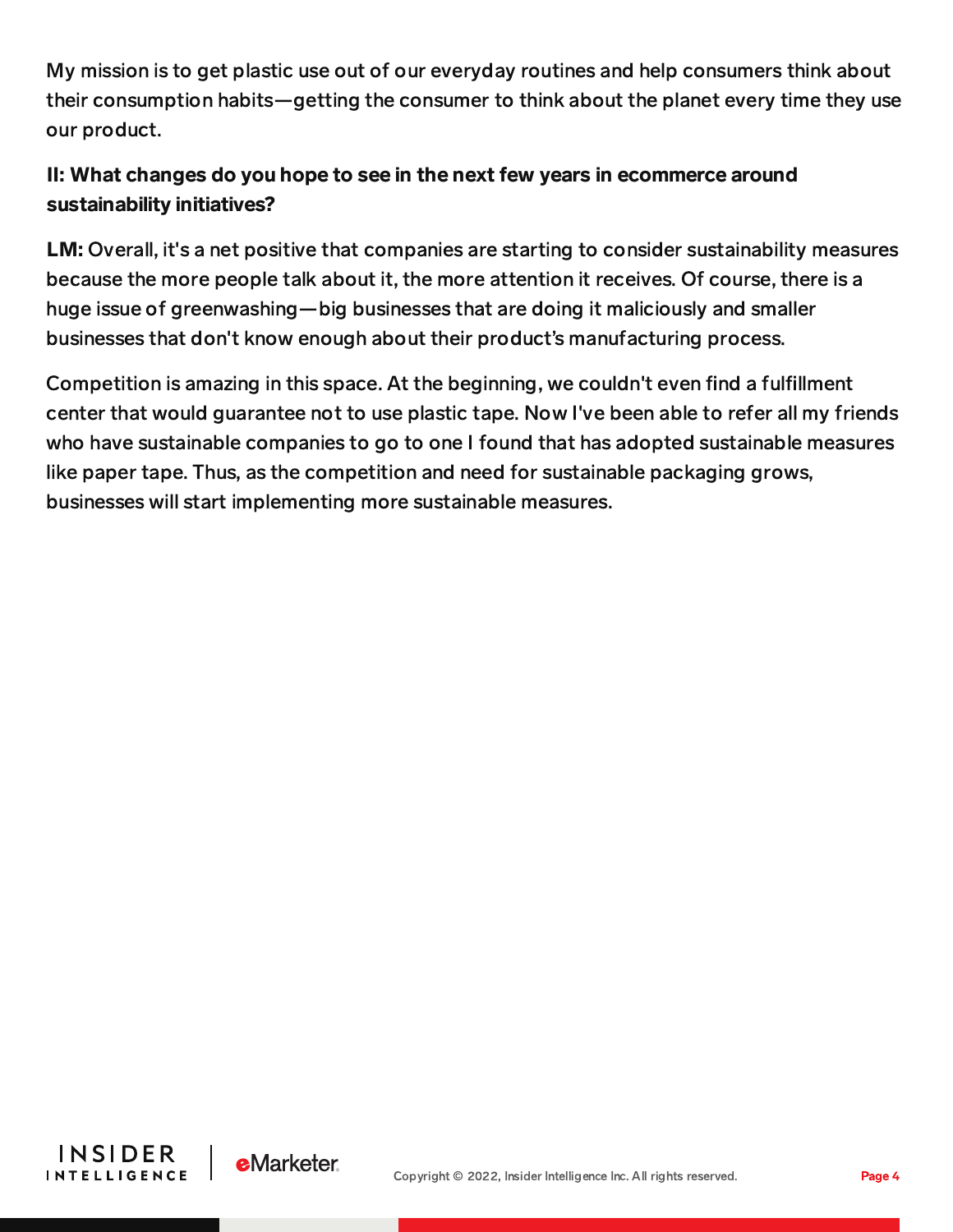My mission is to get plastic use out of our everyday routines and help consumers think about their consumption habits—getting the consumer to think about the planet every time they use our product.

**II: What changes do you hope to see in the next few years in ecommerce around sustainability initiatives?**

**LM:** Overall, it's a net positive that companies are starting to consider sustainability measures because the more people talk about it, the more attention it receives. Of course, there is a huge issue of greenwashing—big businesses that are doing it maliciously and smaller businesses that don't know enough about their product's manufacturing process.

Competition is amazing in this space. At the beginning, we couldn't even find a fulfillment center that would guarantee not to use plastic tape. Now I've been able to refer all my friends who have sustainable companies to go to one I found that has adopted sustainable measures like paper tape. Thus, as the competition and need for sustainable packaging grows, businesses will start implementing more sustainable measures.